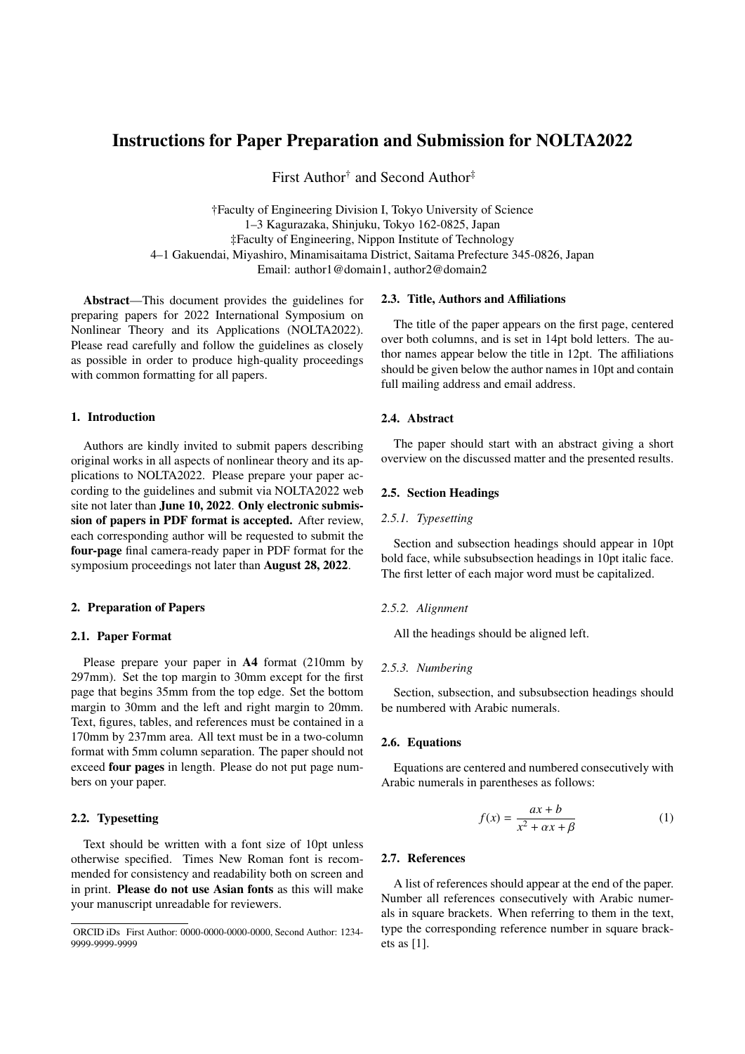# Instructions for Paper Preparation and Submission for NOLTA2022

First Author† and Second Author‡

†Faculty of Engineering Division I, Tokyo University of Science
1–3 Kagurazaka, Shinjuku, Tokyo 162-0825, Japan
‡Faculty of Engineering, Nippon Institute of Technology
4–1 Gakuendai, Miyashiro, Minamisaitama District, Saitama Prefecture 345-0826, Japan
Email: author1@domain1, author2@domain2

**Abstract**—This document provides the guidelines for preparing papers for 2022 International Symposium on Nonlinear Theory and its Applications (NOLTA2022). Please read carefully and follow the guidelines as closely as possible in order to produce high-quality proceedings with common formatting for all papers.

## 1. Introduction

Authors are kindly invited to submit papers describing original works in all aspects of nonlinear theory and its applications to NOLTA2022. Please prepare your paper according to the guidelines and submit via NOLTA2022 web site not later than **June 10, 2022**. **Only electronic submission of papers in PDF format is accepted.** After review, each corresponding author will be requested to submit the **four-page** final camera-ready paper in PDF format for the symposium proceedings not later than **August 28, 2022**.

## 2. Preparation of Papers

### 2.1. Paper Format

Please prepare your paper in **A4** format (210mm by 297mm). Set the top margin to 30mm except for the first page that begins 35mm from the top edge. Set the bottom margin to 30mm and the left and right margin to 20mm. Text, figures, tables, and references must be contained in a 170mm by 237mm area. All text must be in a two-column format with 5mm column separation. The paper should not exceed **four pages** in length. Please do not put page numbers on your paper.

### 2.2. Typesetting

Text should be written with a font size of 10pt unless otherwise specified. Times New Roman font is recommended for consistency and readability both on screen and in print. **Please do not use Asian fonts** as this will make your manuscript unreadable for reviewers.

ORCID iDs First Author: 0000-0000-0000-0000, Second Author: 1234-9999-9999-9999

### 2.3. Title, Authors and Affiliations

The title of the paper appears on the first page, centered over both columns, and is set in 14pt bold letters. The author names appear below the title in 12pt. The affiliations should be given below the author names in 10pt and contain full mailing address and email address.

### 2.4. Abstract

The paper should start with an abstract giving a short overview on the discussed matter and the presented results.

### 2.5. Section Headings

#### *2.5.1. Typesetting*

Section and subsection headings should appear in 10pt bold face, while subsubsection headings in 10pt italic face. The first letter of each major word must be capitalized.

#### *2.5.2. Alignment*

All the headings should be aligned left.

#### *2.5.3. Numbering*

Section, subsection, and subsubsection headings should be numbered with Arabic numerals.

### 2.6. Equations

Equations are centered and numbered consecutively with Arabic numerals in parentheses as follows:

$$f(x) = \frac{ax + b}{x^2 + \alpha x + \beta} \tag{1}$$

### 2.7. References

A list of references should appear at the end of the paper. Number all references consecutively with Arabic numerals in square brackets. When referring to them in the text, type the corresponding reference number in square brackets as [1].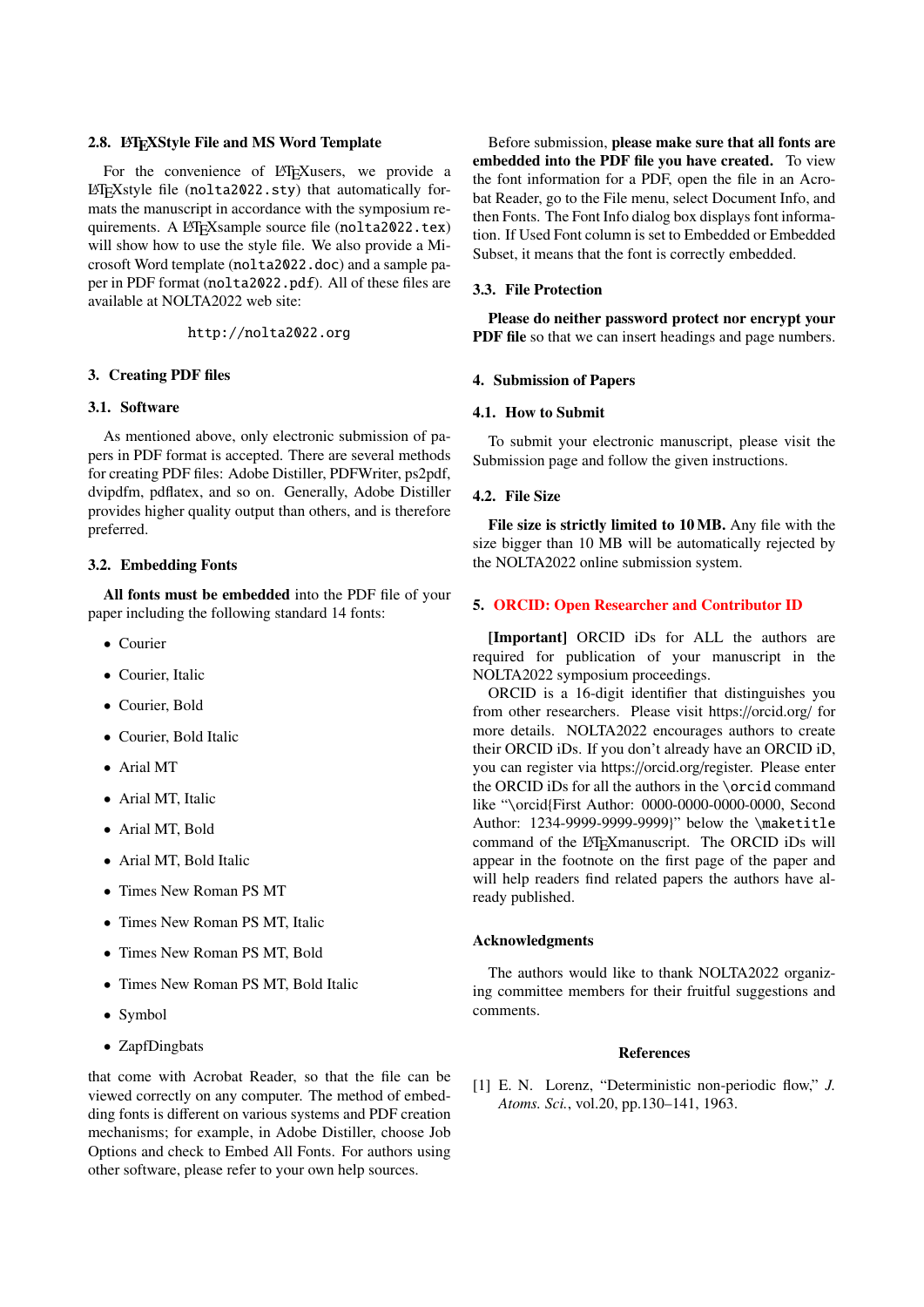### 2.8. LaTeX Style File and MS Word Template

For the convenience of LaTeX users, we provide a LaTeX style file (`nolta2022.sty`) that automatically formats the manuscript in accordance with the symposium requirements. A LaTeX sample source file (`nolta2022.tex`) will show how to use the style file. We also provide a Microsoft Word template (`nolta2022.doc`) and a sample paper in PDF format (`nolta2022.pdf`). All of these files are available at NOLTA2022 web site:

`http://nolta2022.org`

## 3. Creating PDF files

### 3.1. Software

As mentioned above, only electronic submission of papers in PDF format is accepted. There are several methods for creating PDF files: Adobe Distiller, PDFWriter, ps2pdf, dvipdfm, pdflatex, and so on. Generally, Adobe Distiller provides higher quality output than others, and is therefore preferred.

### 3.2. Embedding Fonts

**All fonts must be embedded** into the PDF file of your paper including the following standard 14 fonts:

- Courier
- Courier, Italic
- Courier, Bold
- Courier, Bold Italic
- Arial MT
- Arial MT, Italic
- Arial MT, Bold
- Arial MT, Bold Italic
- Times New Roman PS MT
- Times New Roman PS MT, Italic
- Times New Roman PS MT, Bold
- Times New Roman PS MT, Bold Italic
- Symbol
- ZapfDingbats

that come with Acrobat Reader, so that the file can be viewed correctly on any computer. The method of embedding fonts is different on various systems and PDF creation mechanisms; for example, in Adobe Distiller, choose Job Options and check to Embed All Fonts. For authors using other software, please refer to your own help sources.

Before submission, **please make sure that all fonts are embedded into the PDF file you have created.** To view the font information for a PDF, open the file in an Acrobat Reader, go to the File menu, select Document Info, and then Fonts. The Font Info dialog box displays font information. If Used Font column is set to Embedded or Embedded Subset, it means that the font is correctly embedded.

### 3.3. File Protection

**Please do neither password protect nor encrypt your PDF file** so that we can insert headings and page numbers.

## 4. Submission of Papers

### 4.1. How to Submit

To submit your electronic manuscript, please visit the Submission page and follow the given instructions.

### 4.2. File Size

**File size is strictly limited to 10 MB.** Any file with the size bigger than 10 MB will be automatically rejected by the NOLTA2022 online submission system.

## 5. ORCID: Open Researcher and Contributor ID

**[Important]** ORCID iDs for ALL the authors are required for publication of your manuscript in the NOLTA2022 symposium proceedings.

ORCID is a 16-digit identifier that distinguishes you from other researchers. Please visit https://orcid.org/ for more details. NOLTA2022 encourages authors to create their ORCID iDs. If you don't already have an ORCID iD, you can register via https://orcid.org/register. Please enter the ORCID iDs for all the authors in the `\orcid` command like "\orcid{First Author: 0000-0000-0000-0000, Second Author: 1234-9999-9999-9999}" below the `\maketitle` command of the LaTeX manuscript. The ORCID iDs will appear in the footnote on the first page of the paper and will help readers find related papers the authors have already published.

## Acknowledgments

The authors would like to thank NOLTA2022 organizing committee members for their fruitful suggestions and comments.

## References

[1] E. N. Lorenz, "Deterministic non-periodic flow," *J. Atoms. Sci.*, vol.20, pp.130–141, 1963.